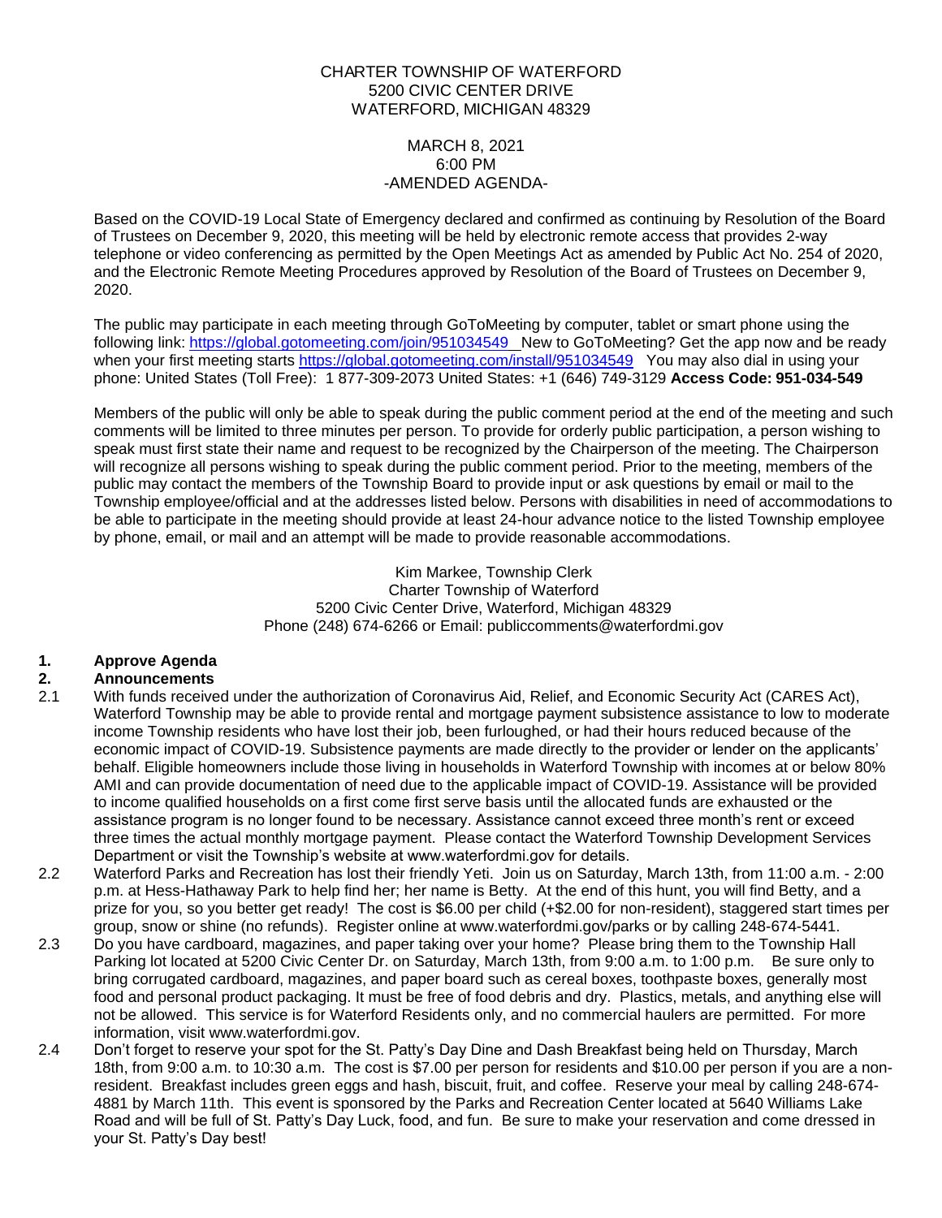CHARTER TOWNSHIP OF WATERFORD
5200 CIVIC CENTER DRIVE
WATERFORD, MICHIGAN 48329

MARCH 8, 2021
6:00 PM
-AMENDED AGENDA-

Based on the COVID-19 Local State of Emergency declared and confirmed as continuing by Resolution of the Board of Trustees on December 9, 2020, this meeting will be held by electronic remote access that provides 2-way telephone or video conferencing as permitted by the Open Meetings Act as amended by Public Act No. 254 of 2020, and the Electronic Remote Meeting Procedures approved by Resolution of the Board of Trustees on December 9, 2020.

The public may participate in each meeting through GoToMeeting by computer, tablet or smart phone using the following link: https://global.gotomeeting.com/join/951034549 New to GoToMeeting? Get the app now and be ready when your first meeting starts https://global.gotomeeting.com/install/951034549 You may also dial in using your phone: United States (Toll Free): 1 877-309-2073 United States: +1 (646) 749-3129 **Access Code: 951-034-549**

Members of the public will only be able to speak during the public comment period at the end of the meeting and such comments will be limited to three minutes per person. To provide for orderly public participation, a person wishing to speak must first state their name and request to be recognized by the Chairperson of the meeting. The Chairperson will recognize all persons wishing to speak during the public comment period. Prior to the meeting, members of the public may contact the members of the Township Board to provide input or ask questions by email or mail to the Township employee/official and at the addresses listed below. Persons with disabilities in need of accommodations to be able to participate in the meeting should provide at least 24-hour advance notice to the listed Township employee by phone, email, or mail and an attempt will be made to provide reasonable accommodations.

Kim Markee, Township Clerk
Charter Township of Waterford
5200 Civic Center Drive, Waterford, Michigan 48329
Phone (248) 674-6266 or Email: publiccomments@waterfordmi.gov

**1. Approve Agenda**

**2. Announcements**

2.1 With funds received under the authorization of Coronavirus Aid, Relief, and Economic Security Act (CARES Act), Waterford Township may be able to provide rental and mortgage payment subsistence assistance to low to moderate income Township residents who have lost their job, been furloughed, or had their hours reduced because of the economic impact of COVID-19. Subsistence payments are made directly to the provider or lender on the applicants' behalf. Eligible homeowners include those living in households in Waterford Township with incomes at or below 80% AMI and can provide documentation of need due to the applicable impact of COVID-19. Assistance will be provided to income qualified households on a first come first serve basis until the allocated funds are exhausted or the assistance program is no longer found to be necessary. Assistance cannot exceed three month's rent or exceed three times the actual monthly mortgage payment. Please contact the Waterford Township Development Services Department or visit the Township's website at www.waterfordmi.gov for details.

2.2 Waterford Parks and Recreation has lost their friendly Yeti. Join us on Saturday, March 13th, from 11:00 a.m. - 2:00 p.m. at Hess-Hathaway Park to help find her; her name is Betty. At the end of this hunt, you will find Betty, and a prize for you, so you better get ready! The cost is $6.00 per child (+$2.00 for non-resident), staggered start times per group, snow or shine (no refunds). Register online at www.waterfordmi.gov/parks or by calling 248-674-5441.

2.3 Do you have cardboard, magazines, and paper taking over your home? Please bring them to the Township Hall Parking lot located at 5200 Civic Center Dr. on Saturday, March 13th, from 9:00 a.m. to 1:00 p.m. Be sure only to bring corrugated cardboard, magazines, and paper board such as cereal boxes, toothpaste boxes, generally most food and personal product packaging. It must be free of food debris and dry. Plastics, metals, and anything else will not be allowed. This service is for Waterford Residents only, and no commercial haulers are permitted. For more information, visit www.waterfordmi.gov.

2.4 Don't forget to reserve your spot for the St. Patty's Day Dine and Dash Breakfast being held on Thursday, March 18th, from 9:00 a.m. to 10:30 a.m. The cost is $7.00 per person for residents and $10.00 per person if you are a non-resident. Breakfast includes green eggs and hash, biscuit, fruit, and coffee. Reserve your meal by calling 248-674-4881 by March 11th. This event is sponsored by the Parks and Recreation Center located at 5640 Williams Lake Road and will be full of St. Patty's Day Luck, food, and fun. Be sure to make your reservation and come dressed in your St. Patty's Day best!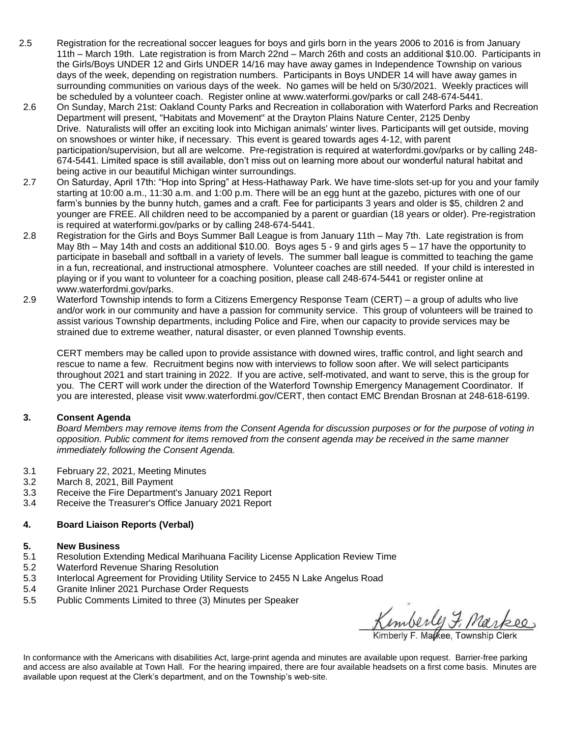2.5 Registration for the recreational soccer leagues for boys and girls born in the years 2006 to 2016 is from January 11th – March 19th. Late registration is from March 22nd – March 26th and costs an additional $10.00. Participants in the Girls/Boys UNDER 12 and Girls UNDER 14/16 may have away games in Independence Township on various days of the week, depending on registration numbers. Participants in Boys UNDER 14 will have away games in surrounding communities on various days of the week. No games will be held on 5/30/2021. Weekly practices will be scheduled by a volunteer coach. Register online at www.waterformi.gov/parks or call 248-674-5441.

2.6 On Sunday, March 21st: Oakland County Parks and Recreation in collaboration with Waterford Parks and Recreation Department will present, "Habitats and Movement" at the Drayton Plains Nature Center, 2125 Denby Drive. Naturalists will offer an exciting look into Michigan animals' winter lives. Participants will get outside, moving on snowshoes or winter hike, if necessary. This event is geared towards ages 4-12, with parent participation/supervision, but all are welcome. Pre-registration is required at waterfordmi.gov/parks or by calling 248-674-5441. Limited space is still available, don't miss out on learning more about our wonderful natural habitat and being active in our beautiful Michigan winter surroundings.

2.7 On Saturday, April 17th: "Hop into Spring" at Hess-Hathaway Park. We have time-slots set-up for you and your family starting at 10:00 a.m., 11:30 a.m. and 1:00 p.m. There will be an egg hunt at the gazebo, pictures with one of our farm's bunnies by the bunny hutch, games and a craft. Fee for participants 3 years and older is $5, children 2 and younger are FREE. All children need to be accompanied by a parent or guardian (18 years or older). Pre-registration is required at waterformi.gov/parks or by calling 248-674-5441.

2.8 Registration for the Girls and Boys Summer Ball League is from January 11th – May 7th. Late registration is from May 8th – May 14th and costs an additional $10.00. Boys ages 5 - 9 and girls ages 5 – 17 have the opportunity to participate in baseball and softball in a variety of levels. The summer ball league is committed to teaching the game in a fun, recreational, and instructional atmosphere. Volunteer coaches are still needed. If your child is interested in playing or if you want to volunteer for a coaching position, please call 248-674-5441 or register online at www.waterfordmi.gov/parks.

2.9 Waterford Township intends to form a Citizens Emergency Response Team (CERT) – a group of adults who live and/or work in our community and have a passion for community service. This group of volunteers will be trained to assist various Township departments, including Police and Fire, when our capacity to provide services may be strained due to extreme weather, natural disaster, or even planned Township events.

CERT members may be called upon to provide assistance with downed wires, traffic control, and light search and rescue to name a few. Recruitment begins now with interviews to follow soon after. We will select participants throughout 2021 and start training in 2022. If you are active, self-motivated, and want to serve, this is the group for you. The CERT will work under the direction of the Waterford Township Emergency Management Coordinator. If you are interested, please visit www.waterfordmi.gov/CERT, then contact EMC Brendan Brosnan at 248-618-6199.

## 3. Consent Agenda

*Board Members may remove items from the Consent Agenda for discussion purposes or for the purpose of voting in opposition. Public comment for items removed from the consent agenda may be received in the same manner immediately following the Consent Agenda.*

3.1 February 22, 2021, Meeting Minutes
3.2 March 8, 2021, Bill Payment
3.3 Receive the Fire Department's January 2021 Report
3.4 Receive the Treasurer's Office January 2021 Report

## 4. Board Liaison Reports (Verbal)

## 5. New Business

5.1 Resolution Extending Medical Marihuana Facility License Application Review Time
5.2 Waterford Revenue Sharing Resolution
5.3 Interlocal Agreement for Providing Utility Service to 2455 N Lake Angelus Road
5.4 Granite Inliner 2021 Purchase Order Requests
5.5 Public Comments Limited to three (3) Minutes per Speaker

Kimberly F. Markee
Kimberly F. Markee, Township Clerk

In conformance with the Americans with disabilities Act, large-print agenda and minutes are available upon request. Barrier-free parking and access are also available at Town Hall. For the hearing impaired, there are four available headsets on a first come basis. Minutes are available upon request at the Clerk's department, and on the Township's web-site.